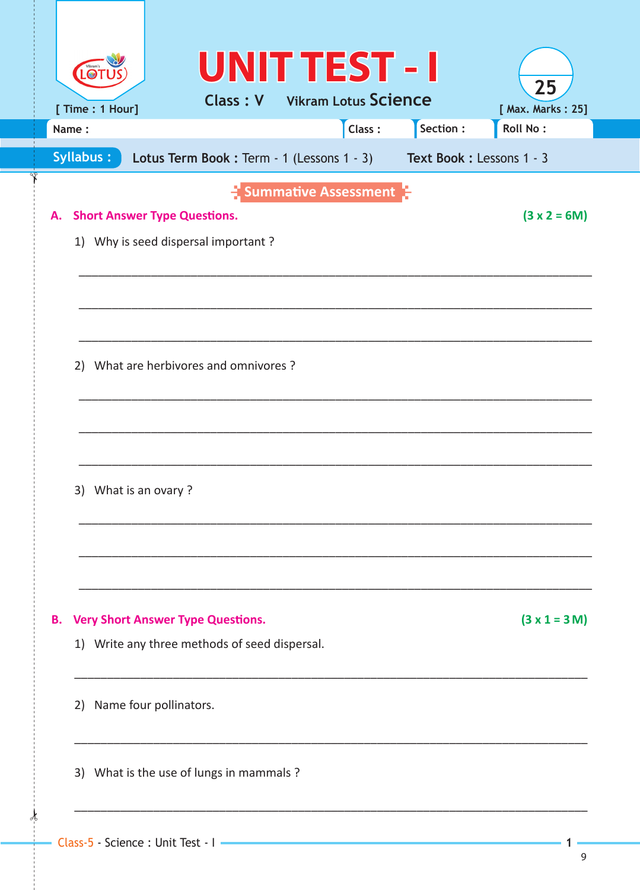# UNIT TEST - I

**Class : V** Vikram Lotus **Science**

[ Time : 1 Hour] [ Max. Marks : 25]

Name : Class : Section : Roll No :

**Syllabus :** **Lotus Term Book :** Term - 1 (Lessons 1 - 3) **Text Book :** Lessons 1 - 3

## Summative Assessment

### A. Short Answer Type Questions. (3 x 2 = 6M)

1) Why is seed dispersal important ?

______________________________________________________________________

______________________________________________________________________

______________________________________________________________________

2) What are herbivores and omnivores ?

______________________________________________________________________

______________________________________________________________________

______________________________________________________________________

3) What is an ovary ?

______________________________________________________________________

______________________________________________________________________

______________________________________________________________________

### B. Very Short Answer Type Questions. (3 x 1 = 3 M)

1) Write any three methods of seed dispersal.

______________________________________________________________________

2) Name four pollinators.

______________________________________________________________________

3) What is the use of lungs in mammals ?

______________________________________________________________________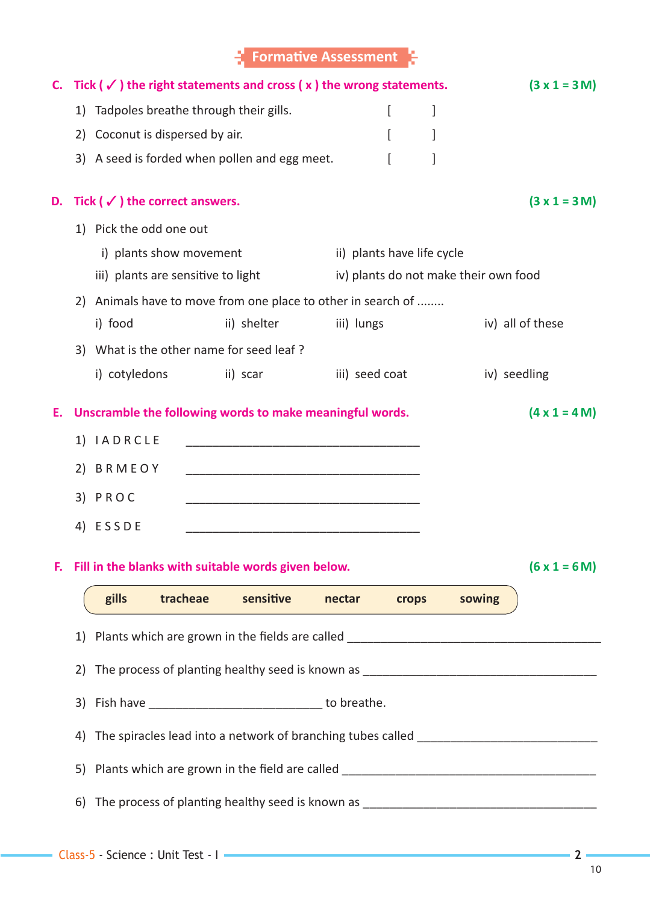## Formative Assessment

**C. Tick ( ✓ ) the right statements and cross ( x ) the wrong statements.** **(3 x 1 = 3 M)**

1) Tadpoles breathe through their gills. [ ]
2) Coconut is dispersed by air. [ ]
3) A seed is forded when pollen and egg meet. [ ]

**D. Tick ( ✓ ) the correct answers.** **(3 x 1 = 3 M)**

1) Pick the odd one out
   - i) plants show movement
   - ii) plants have life cycle
   - iii) plants are sensitive to light
   - iv) plants do not make their own food

2) Animals have to move from one place to other in search of ........
   - i) food
   - ii) shelter
   - iii) lungs
   - iv) all of these

3) What is the other name for seed leaf ?
   - i) cotyledons
   - ii) scar
   - iii) seed coat
   - iv) seedling

**E. Unscramble the following words to make meaningful words.** **(4 x 1 = 4 M)**

1) I A D R C L E ______________________________
2) B R M E O Y ______________________________
3) P R O C ______________________________
4) E S S D E ______________________________

**F. Fill in the blanks with suitable words given below.** **(6 x 1 = 6 M)**

**gills** **tracheae** **sensitive** **nectar** **crops** **sowing**

1) Plants which are grown in the fields are called ______________________________
2) The process of planting healthy seed is known as ______________________________
3) Fish have ____________________ to breathe.
4) The spiracles lead into a network of branching tubes called ______________________
5) Plants which are grown in the field are called ______________________________
6) The process of planting healthy seed is known as ______________________________